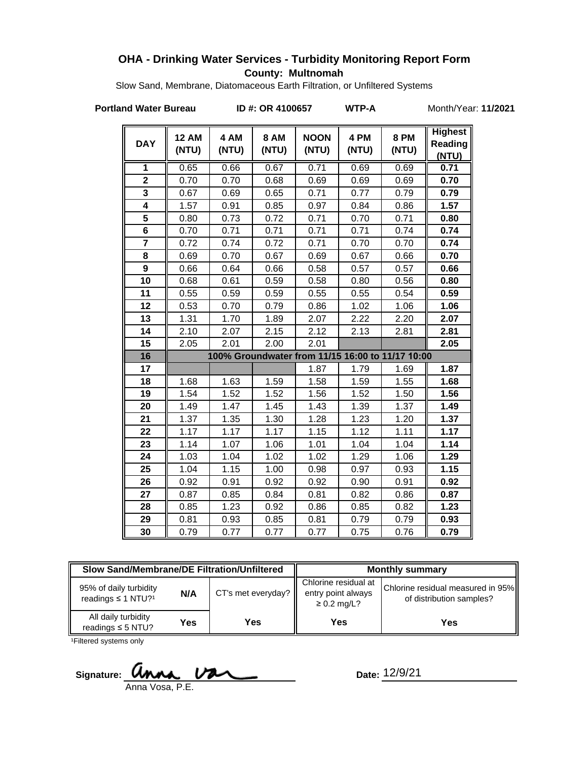# OHA - Drinking Water Services - Turbidity Monitoring Report Form

**County: Multnomah**

Slow Sand, Membrane, Diatomaceous Earth Filtration, or Unfiltered Systems

**Portland Water Bureau** **ID #: OR 4100657** **WTP-A** Month/Year: **11/2021**

| DAY | 12 AM (NTU) | 4 AM (NTU) | 8 AM (NTU) | NOON (NTU) | 4 PM (NTU) | 8 PM (NTU) | Highest Reading (NTU) |
|---|---|---|---|---|---|---|---|
| 1 | 0.65 | 0.66 | 0.67 | 0.71 | 0.69 | 0.69 | **0.71** |
| 2 | 0.70 | 0.70 | 0.68 | 0.69 | 0.69 | 0.69 | **0.70** |
| 3 | 0.67 | 0.69 | 0.65 | 0.71 | 0.77 | 0.79 | **0.79** |
| 4 | 1.57 | 0.91 | 0.85 | 0.97 | 0.84 | 0.86 | **1.57** |
| 5 | 0.80 | 0.73 | 0.72 | 0.71 | 0.70 | 0.71 | **0.80** |
| 6 | 0.70 | 0.71 | 0.71 | 0.71 | 0.71 | 0.74 | **0.74** |
| 7 | 0.72 | 0.74 | 0.72 | 0.71 | 0.70 | 0.70 | **0.74** |
| 8 | 0.69 | 0.70 | 0.67 | 0.69 | 0.67 | 0.66 | **0.70** |
| 9 | 0.66 | 0.64 | 0.66 | 0.58 | 0.57 | 0.57 | **0.66** |
| 10 | 0.68 | 0.61 | 0.59 | 0.58 | 0.80 | 0.56 | **0.80** |
| 11 | 0.55 | 0.59 | 0.59 | 0.55 | 0.55 | 0.54 | **0.59** |
| 12 | 0.53 | 0.70 | 0.79 | 0.86 | 1.02 | 1.06 | **1.06** |
| 13 | 1.31 | 1.70 | 1.89 | 2.07 | 2.22 | 2.20 | **2.07** |
| 14 | 2.10 | 2.07 | 2.15 | 2.12 | 2.13 | 2.81 | **2.81** |
| 15 | 2.05 | 2.01 | 2.00 | 2.01 | | | **2.05** |
| 16 | 100% Groundwater from 11/15 16:00 to 11/17 10:00 | | | | | | |
| 17 | | | | 1.87 | 1.79 | 1.69 | **1.87** |
| 18 | 1.68 | 1.63 | 1.59 | 1.58 | 1.59 | 1.55 | **1.68** |
| 19 | 1.54 | 1.52 | 1.52 | 1.56 | 1.52 | 1.50 | **1.56** |
| 20 | 1.49 | 1.47 | 1.45 | 1.43 | 1.39 | 1.37 | **1.49** |
| 21 | 1.37 | 1.35 | 1.30 | 1.28 | 1.23 | 1.20 | **1.37** |
| 22 | 1.17 | 1.17 | 1.17 | 1.15 | 1.12 | 1.11 | **1.17** |
| 23 | 1.14 | 1.07 | 1.06 | 1.01 | 1.04 | 1.04 | **1.14** |
| 24 | 1.03 | 1.04 | 1.02 | 1.02 | 1.29 | 1.06 | **1.29** |
| 25 | 1.04 | 1.15 | 1.00 | 0.98 | 0.97 | 0.93 | **1.15** |
| 26 | 0.92 | 0.91 | 0.92 | 0.92 | 0.90 | 0.91 | **0.92** |
| 27 | 0.87 | 0.85 | 0.84 | 0.81 | 0.82 | 0.86 | **0.87** |
| 28 | 0.85 | 1.23 | 0.92 | 0.86 | 0.85 | 0.82 | **1.23** |
| 29 | 0.81 | 0.93 | 0.85 | 0.81 | 0.79 | 0.79 | **0.93** |
| 30 | 0.79 | 0.77 | 0.77 | 0.77 | 0.75 | 0.76 | **0.79** |

| Slow Sand/Membrane/DE Filtration/Unfiltered | | | Monthly summary | |
|---|---|---|---|---|
| 95% of daily turbidity readings ≤ 1 NTU?[1] | N/A | CT's met everyday? | Chlorine residual at entry point always ≥ 0.2 mg/L? | Chlorine residual measured in 95% of distribution samples? |
| All daily turbidity readings ≤ 5 NTU? | Yes | Yes | Yes | Yes |

[1]Filtered systems only

Signature: Anna Vosa, P.E.

Date: 12/9/21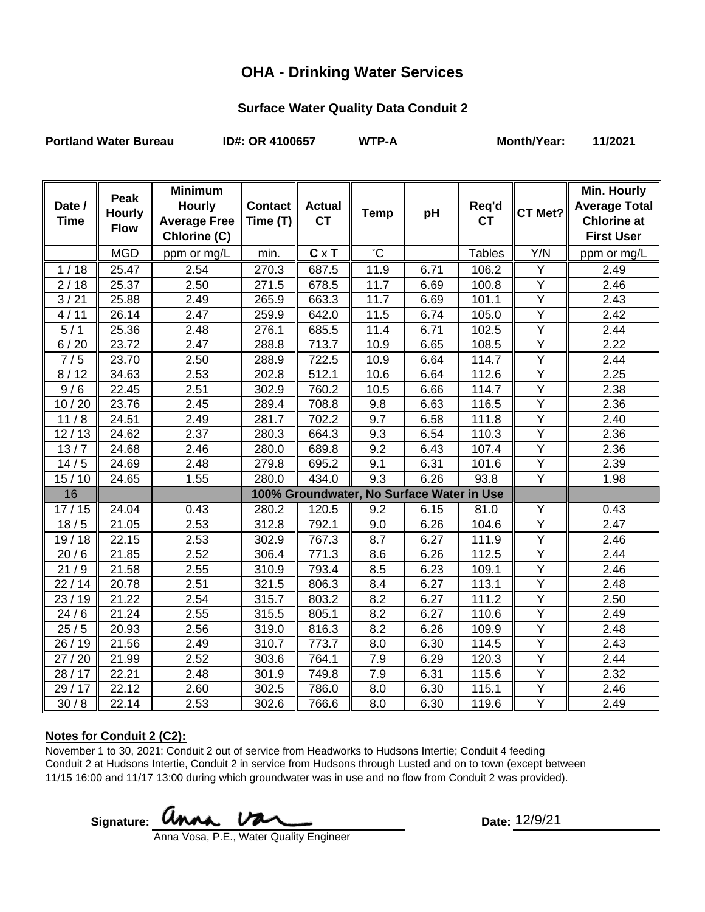# OHA - Drinking Water Services

## Surface Water Quality Data Conduit 2

**Portland Water Bureau** **ID#: OR 4100657** **WTP-A** **Month/Year: 11/2021**

| Date / Time | Peak Hourly Flow | Minimum Hourly Average Free Chlorine (C) | Contact Time (T) | Actual CT | Temp | pH | Req'd CT | CT Met? | Min. Hourly Average Total Chlorine at First User |
|---|---|---|---|---|---|---|---|---|---|
| | MGD | ppm or mg/L | min. | C x T | ˚C | | Tables | Y/N | ppm or mg/L |
| 1 / 18 | 25.47 | 2.54 | 270.3 | 687.5 | 11.9 | 6.71 | 106.2 | Y | 2.49 |
| 2 / 18 | 25.37 | 2.50 | 271.5 | 678.5 | 11.7 | 6.69 | 100.8 | Y | 2.46 |
| 3 / 21 | 25.88 | 2.49 | 265.9 | 663.3 | 11.7 | 6.69 | 101.1 | Y | 2.43 |
| 4 / 11 | 26.14 | 2.47 | 259.9 | 642.0 | 11.5 | 6.74 | 105.0 | Y | 2.42 |
| 5 / 1 | 25.36 | 2.48 | 276.1 | 685.5 | 11.4 | 6.71 | 102.5 | Y | 2.44 |
| 6 / 20 | 23.72 | 2.47 | 288.8 | 713.7 | 10.9 | 6.65 | 108.5 | Y | 2.22 |
| 7 / 5 | 23.70 | 2.50 | 288.9 | 722.5 | 10.9 | 6.64 | 114.7 | Y | 2.44 |
| 8 / 12 | 34.63 | 2.53 | 202.8 | 512.1 | 10.6 | 6.64 | 112.6 | Y | 2.25 |
| 9 / 6 | 22.45 | 2.51 | 302.9 | 760.2 | 10.5 | 6.66 | 114.7 | Y | 2.38 |
| 10 / 20 | 23.76 | 2.45 | 289.4 | 708.8 | 9.8 | 6.63 | 116.5 | Y | 2.36 |
| 11 / 8 | 24.51 | 2.49 | 281.7 | 702.2 | 9.7 | 6.58 | 111.8 | Y | 2.40 |
| 12 / 13 | 24.62 | 2.37 | 280.3 | 664.3 | 9.3 | 6.54 | 110.3 | Y | 2.36 |
| 13 / 7 | 24.68 | 2.46 | 280.0 | 689.8 | 9.2 | 6.43 | 107.4 | Y | 2.36 |
| 14 / 5 | 24.69 | 2.48 | 279.8 | 695.2 | 9.1 | 6.31 | 101.6 | Y | 2.39 |
| 15 / 10 | 24.65 | 1.55 | 280.0 | 434.0 | 9.3 | 6.26 | 93.8 | Y | 1.98 |
| 16 | | | 100% Groundwater, No Surface Water in Use | | | | | | |
| 17 / 15 | 24.04 | 0.43 | 280.2 | 120.5 | 9.2 | 6.15 | 81.0 | Y | 0.43 |
| 18 / 5 | 21.05 | 2.53 | 312.8 | 792.1 | 9.0 | 6.26 | 104.6 | Y | 2.47 |
| 19 / 18 | 22.15 | 2.53 | 302.9 | 767.3 | 8.7 | 6.27 | 111.9 | Y | 2.46 |
| 20 / 6 | 21.85 | 2.52 | 306.4 | 771.3 | 8.6 | 6.26 | 112.5 | Y | 2.44 |
| 21 / 9 | 21.58 | 2.55 | 310.9 | 793.4 | 8.5 | 6.23 | 109.1 | Y | 2.46 |
| 22 / 14 | 20.78 | 2.51 | 321.5 | 806.3 | 8.4 | 6.27 | 113.1 | Y | 2.48 |
| 23 / 19 | 21.22 | 2.54 | 315.7 | 803.2 | 8.2 | 6.27 | 111.2 | Y | 2.50 |
| 24 / 6 | 21.24 | 2.55 | 315.5 | 805.1 | 8.2 | 6.27 | 110.6 | Y | 2.49 |
| 25 / 5 | 20.93 | 2.56 | 319.0 | 816.3 | 8.2 | 6.26 | 109.9 | Y | 2.48 |
| 26 / 19 | 21.56 | 2.49 | 310.7 | 773.7 | 8.0 | 6.30 | 114.5 | Y | 2.43 |
| 27 / 20 | 21.99 | 2.52 | 303.6 | 764.1 | 7.9 | 6.29 | 120.3 | Y | 2.44 |
| 28 / 17 | 22.21 | 2.48 | 301.9 | 749.8 | 7.9 | 6.31 | 115.6 | Y | 2.32 |
| 29 / 17 | 22.12 | 2.60 | 302.5 | 786.0 | 8.0 | 6.30 | 115.1 | Y | 2.46 |
| 30 / 8 | 22.14 | 2.53 | 302.6 | 766.6 | 8.0 | 6.30 | 119.6 | Y | 2.49 |

**Notes for Conduit 2 (C2):**

November 1 to 30, 2021: Conduit 2 out of service from Headworks to Hudsons Intertie; Conduit 4 feeding Conduit 2 at Hudsons Intertie, Conduit 2 in service from Hudsons through Lusted and on to town (except between 11/15 16:00 and 11/17 13:00 during which groundwater was in use and no flow from Conduit 2 was provided).

**Signature:** Anna Vosa

Anna Vosa, P.E., Water Quality Engineer

**Date:** 12/9/21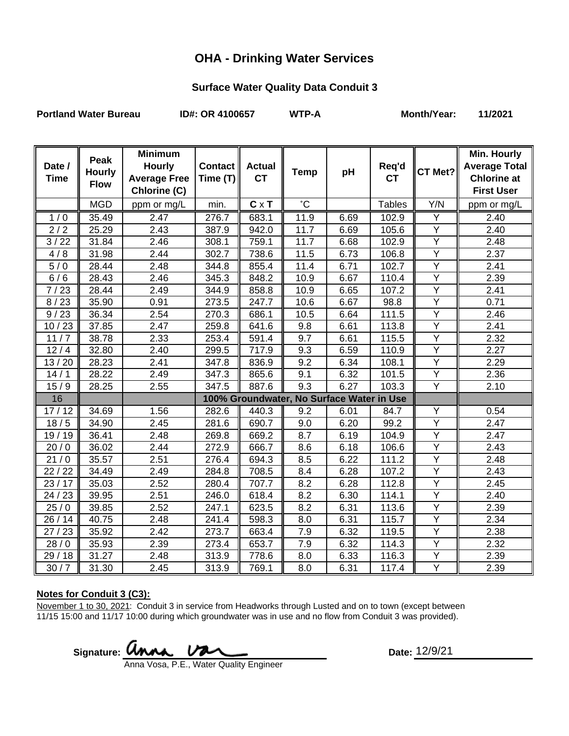# OHA - Drinking Water Services

## Surface Water Quality Data Conduit 3

**Portland Water Bureau** **ID#: OR 4100657** **WTP-A** **Month/Year: 11/2021**

| Date / Time | Peak Hourly Flow | Minimum Hourly Average Free Chlorine (C) | Contact Time (T) | Actual CT | Temp | pH | Req'd CT | CT Met? | Min. Hourly Average Total Chlorine at First User |
|---|---|---|---|---|---|---|---|---|---|
| | MGD | ppm or mg/L | min. | C x T | ˚C | | Tables | Y/N | ppm or mg/L |
| 1 / 0 | 35.49 | 2.47 | 276.7 | 683.1 | 11.9 | 6.69 | 102.9 | Y | 2.40 |
| 2 / 2 | 25.29 | 2.43 | 387.9 | 942.0 | 11.7 | 6.69 | 105.6 | Y | 2.40 |
| 3 / 22 | 31.84 | 2.46 | 308.1 | 759.1 | 11.7 | 6.68 | 102.9 | Y | 2.48 |
| 4 / 8 | 31.98 | 2.44 | 302.7 | 738.6 | 11.5 | 6.73 | 106.8 | Y | 2.37 |
| 5 / 0 | 28.44 | 2.48 | 344.8 | 855.4 | 11.4 | 6.71 | 102.7 | Y | 2.41 |
| 6 / 6 | 28.43 | 2.46 | 345.3 | 848.2 | 10.9 | 6.67 | 110.4 | Y | 2.39 |
| 7 / 23 | 28.44 | 2.49 | 344.9 | 858.8 | 10.9 | 6.65 | 107.2 | Y | 2.41 |
| 8 / 23 | 35.90 | 0.91 | 273.5 | 247.7 | 10.6 | 6.67 | 98.8 | Y | 0.71 |
| 9 / 23 | 36.34 | 2.54 | 270.3 | 686.1 | 10.5 | 6.64 | 111.5 | Y | 2.46 |
| 10 / 23 | 37.85 | 2.47 | 259.8 | 641.6 | 9.8 | 6.61 | 113.8 | Y | 2.41 |
| 11 / 7 | 38.78 | 2.33 | 253.4 | 591.4 | 9.7 | 6.61 | 115.5 | Y | 2.32 |
| 12 / 4 | 32.80 | 2.40 | 299.5 | 717.9 | 9.3 | 6.59 | 110.9 | Y | 2.27 |
| 13 / 20 | 28.23 | 2.41 | 347.8 | 836.9 | 9.2 | 6.34 | 108.1 | Y | 2.29 |
| 14 / 1 | 28.22 | 2.49 | 347.3 | 865.6 | 9.1 | 6.32 | 101.5 | Y | 2.36 |
| 15 / 9 | 28.25 | 2.55 | 347.5 | 887.6 | 9.3 | 6.27 | 103.3 | Y | 2.10 |
| 16 | | | 100% Groundwater, No Surface Water in Use | | | | | | |
| 17 / 12 | 34.69 | 1.56 | 282.6 | 440.3 | 9.2 | 6.01 | 84.7 | Y | 0.54 |
| 18 / 5 | 34.90 | 2.45 | 281.6 | 690.7 | 9.0 | 6.20 | 99.2 | Y | 2.47 |
| 19 / 19 | 36.41 | 2.48 | 269.8 | 669.2 | 8.7 | 6.19 | 104.9 | Y | 2.47 |
| 20 / 0 | 36.02 | 2.44 | 272.9 | 666.7 | 8.6 | 6.18 | 106.6 | Y | 2.43 |
| 21 / 0 | 35.57 | 2.51 | 276.4 | 694.3 | 8.5 | 6.22 | 111.2 | Y | 2.48 |
| 22 / 22 | 34.49 | 2.49 | 284.8 | 708.5 | 8.4 | 6.28 | 107.2 | Y | 2.43 |
| 23 / 17 | 35.03 | 2.52 | 280.4 | 707.7 | 8.2 | 6.28 | 112.8 | Y | 2.45 |
| 24 / 23 | 39.95 | 2.51 | 246.0 | 618.4 | 8.2 | 6.30 | 114.1 | Y | 2.40 |
| 25 / 0 | 39.85 | 2.52 | 247.1 | 623.5 | 8.2 | 6.31 | 113.6 | Y | 2.39 |
| 26 / 14 | 40.75 | 2.48 | 241.4 | 598.3 | 8.0 | 6.31 | 115.7 | Y | 2.34 |
| 27 / 23 | 35.92 | 2.42 | 273.7 | 663.4 | 7.9 | 6.32 | 119.5 | Y | 2.38 |
| 28 / 0 | 35.93 | 2.39 | 273.4 | 653.7 | 7.9 | 6.32 | 114.3 | Y | 2.32 |
| 29 / 18 | 31.27 | 2.48 | 313.9 | 778.6 | 8.0 | 6.33 | 116.3 | Y | 2.39 |
| 30 / 7 | 31.30 | 2.45 | 313.9 | 769.1 | 8.0 | 6.31 | 117.4 | Y | 2.39 |

**Notes for Conduit 3 (C3):**

November 1 to 30, 2021: Conduit 3 in service from Headworks through Lusted and on to town (except between 11/15 15:00 and 11/17 10:00 during which groundwater was in use and no flow from Conduit 3 was provided).

**Signature:** Anna Vosa
Anna Vosa, P.E., Water Quality Engineer

**Date:** 12/9/21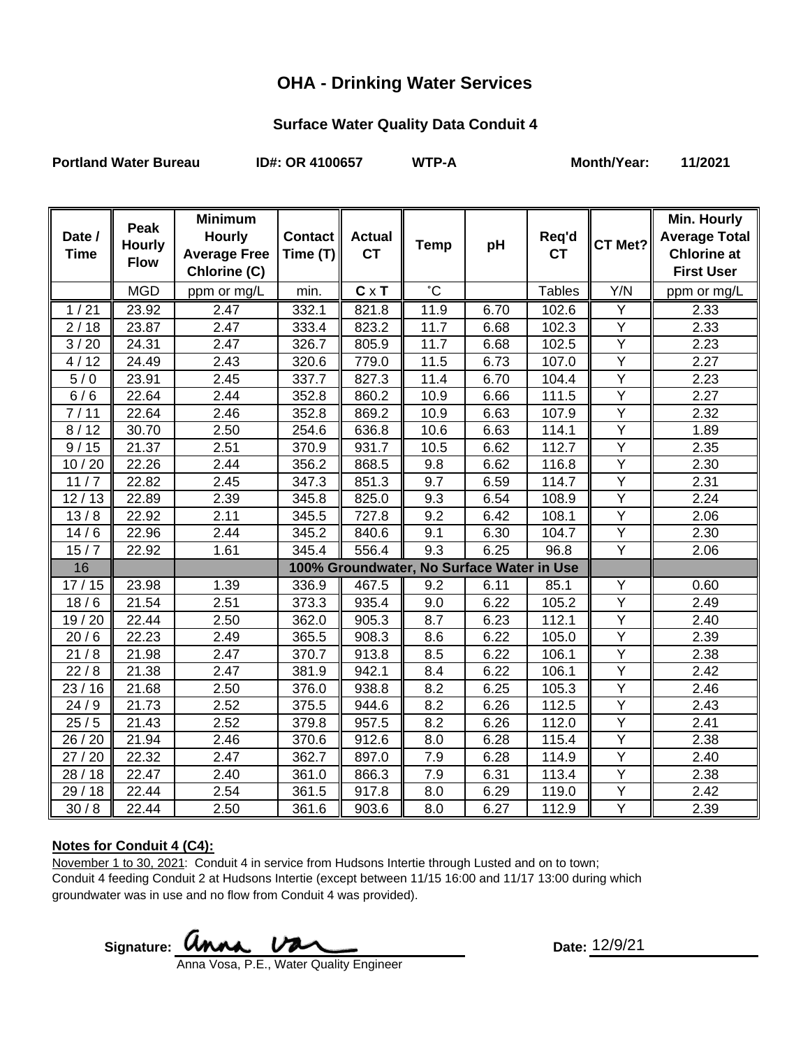# OHA - Drinking Water Services

## Surface Water Quality Data Conduit 4

**Portland Water Bureau** **ID#: OR 4100657** **WTP-A** **Month/Year: 11/2021**

| Date / Time | Peak Hourly Flow | Minimum Hourly Average Free Chlorine (C) | Contact Time (T) | Actual CT | Temp | pH | Req'd CT | CT Met? | Min. Hourly Average Total Chlorine at First User |
|---|---|---|---|---|---|---|---|---|---|
| | MGD | ppm or mg/L | min. | C x T | ˚C | | Tables | Y/N | ppm or mg/L |
| 1 / 21 | 23.92 | 2.47 | 332.1 | 821.8 | 11.9 | 6.70 | 102.6 | Y | 2.33 |
| 2 / 18 | 23.87 | 2.47 | 333.4 | 823.2 | 11.7 | 6.68 | 102.3 | Y | 2.33 |
| 3 / 20 | 24.31 | 2.47 | 326.7 | 805.9 | 11.7 | 6.68 | 102.5 | Y | 2.23 |
| 4 / 12 | 24.49 | 2.43 | 320.6 | 779.0 | 11.5 | 6.73 | 107.0 | Y | 2.27 |
| 5 / 0 | 23.91 | 2.45 | 337.7 | 827.3 | 11.4 | 6.70 | 104.4 | Y | 2.23 |
| 6 / 6 | 22.64 | 2.44 | 352.8 | 860.2 | 10.9 | 6.66 | 111.5 | Y | 2.27 |
| 7 / 11 | 22.64 | 2.46 | 352.8 | 869.2 | 10.9 | 6.63 | 107.9 | Y | 2.32 |
| 8 / 12 | 30.70 | 2.50 | 254.6 | 636.8 | 10.6 | 6.63 | 114.1 | Y | 1.89 |
| 9 / 15 | 21.37 | 2.51 | 370.9 | 931.7 | 10.5 | 6.62 | 112.7 | Y | 2.35 |
| 10 / 20 | 22.26 | 2.44 | 356.2 | 868.5 | 9.8 | 6.62 | 116.8 | Y | 2.30 |
| 11 / 7 | 22.82 | 2.45 | 347.3 | 851.3 | 9.7 | 6.59 | 114.7 | Y | 2.31 |
| 12 / 13 | 22.89 | 2.39 | 345.8 | 825.0 | 9.3 | 6.54 | 108.9 | Y | 2.24 |
| 13 / 8 | 22.92 | 2.11 | 345.5 | 727.8 | 9.2 | 6.42 | 108.1 | Y | 2.06 |
| 14 / 6 | 22.96 | 2.44 | 345.2 | 840.6 | 9.1 | 6.30 | 104.7 | Y | 2.30 |
| 15 / 7 | 22.92 | 1.61 | 345.4 | 556.4 | 9.3 | 6.25 | 96.8 | Y | 2.06 |
| 16 | | | 100% Groundwater, No Surface Water in Use | | | | | | |
| 17 / 15 | 23.98 | 1.39 | 336.9 | 467.5 | 9.2 | 6.11 | 85.1 | Y | 0.60 |
| 18 / 6 | 21.54 | 2.51 | 373.3 | 935.4 | 9.0 | 6.22 | 105.2 | Y | 2.49 |
| 19 / 20 | 22.44 | 2.50 | 362.0 | 905.3 | 8.7 | 6.23 | 112.1 | Y | 2.40 |
| 20 / 6 | 22.23 | 2.49 | 365.5 | 908.3 | 8.6 | 6.22 | 105.0 | Y | 2.39 |
| 21 / 8 | 21.98 | 2.47 | 370.7 | 913.8 | 8.5 | 6.22 | 106.1 | Y | 2.38 |
| 22 / 8 | 21.38 | 2.47 | 381.9 | 942.1 | 8.4 | 6.22 | 106.1 | Y | 2.42 |
| 23 / 16 | 21.68 | 2.50 | 376.0 | 938.8 | 8.2 | 6.25 | 105.3 | Y | 2.46 |
| 24 / 9 | 21.73 | 2.52 | 375.5 | 944.6 | 8.2 | 6.26 | 112.5 | Y | 2.43 |
| 25 / 5 | 21.43 | 2.52 | 379.8 | 957.5 | 8.2 | 6.26 | 112.0 | Y | 2.41 |
| 26 / 20 | 21.94 | 2.46 | 370.6 | 912.6 | 8.0 | 6.28 | 115.4 | Y | 2.38 |
| 27 / 20 | 22.32 | 2.47 | 362.7 | 897.0 | 7.9 | 6.28 | 114.9 | Y | 2.40 |
| 28 / 18 | 22.47 | 2.40 | 361.0 | 866.3 | 7.9 | 6.31 | 113.4 | Y | 2.38 |
| 29 / 18 | 22.44 | 2.54 | 361.5 | 917.8 | 8.0 | 6.29 | 119.0 | Y | 2.42 |
| 30 / 8 | 22.44 | 2.50 | 361.6 | 903.6 | 8.0 | 6.27 | 112.9 | Y | 2.39 |

**Notes for Conduit 4 (C4):**

November 1 to 30, 2021: Conduit 4 in service from Hudsons Intertie through Lusted and on to town; Conduit 4 feeding Conduit 2 at Hudsons Intertie (except between 11/15 16:00 and 11/17 13:00 during which groundwater was in use and no flow from Conduit 4 was provided).

Signature: Anna Vosa
Anna Vosa, P.E., Water Quality Engineer

Date: 12/9/21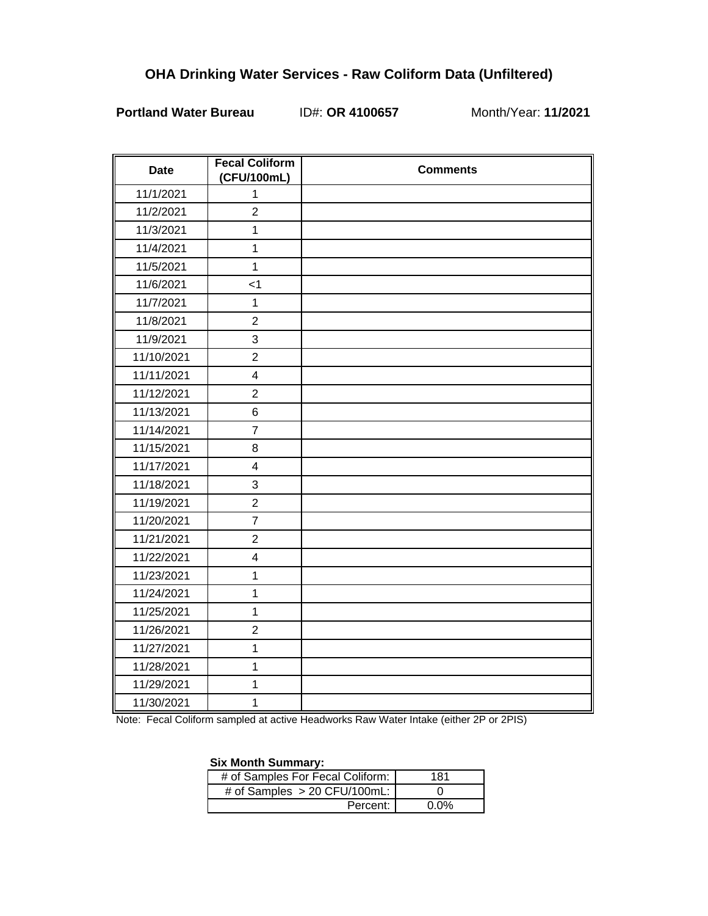# OHA Drinking Water Services - Raw Coliform Data (Unfiltered)

**Portland Water Bureau** ID#: **OR 4100657** Month/Year: **11/2021**

| Date | Fecal Coliform (CFU/100mL) | Comments |
|---|---|---|
| 11/1/2021 | 1 | |
| 11/2/2021 | 2 | |
| 11/3/2021 | 1 | |
| 11/4/2021 | 1 | |
| 11/5/2021 | 1 | |
| 11/6/2021 | <1 | |
| 11/7/2021 | 1 | |
| 11/8/2021 | 2 | |
| 11/9/2021 | 3 | |
| 11/10/2021 | 2 | |
| 11/11/2021 | 4 | |
| 11/12/2021 | 2 | |
| 11/13/2021 | 6 | |
| 11/14/2021 | 7 | |
| 11/15/2021 | 8 | |
| 11/17/2021 | 4 | |
| 11/18/2021 | 3 | |
| 11/19/2021 | 2 | |
| 11/20/2021 | 7 | |
| 11/21/2021 | 2 | |
| 11/22/2021 | 4 | |
| 11/23/2021 | 1 | |
| 11/24/2021 | 1 | |
| 11/25/2021 | 1 | |
| 11/26/2021 | 2 | |
| 11/27/2021 | 1 | |
| 11/28/2021 | 1 | |
| 11/29/2021 | 1 | |
| 11/30/2021 | 1 | |

Note: Fecal Coliform sampled at active Headworks Raw Water Intake (either 2P or 2PIS)

**Six Month Summary:**

| | |
|---|---|
| # of Samples For Fecal Coliform: | 181 |
| # of Samples > 20 CFU/100mL: | 0 |
| Percent: | 0.0% |